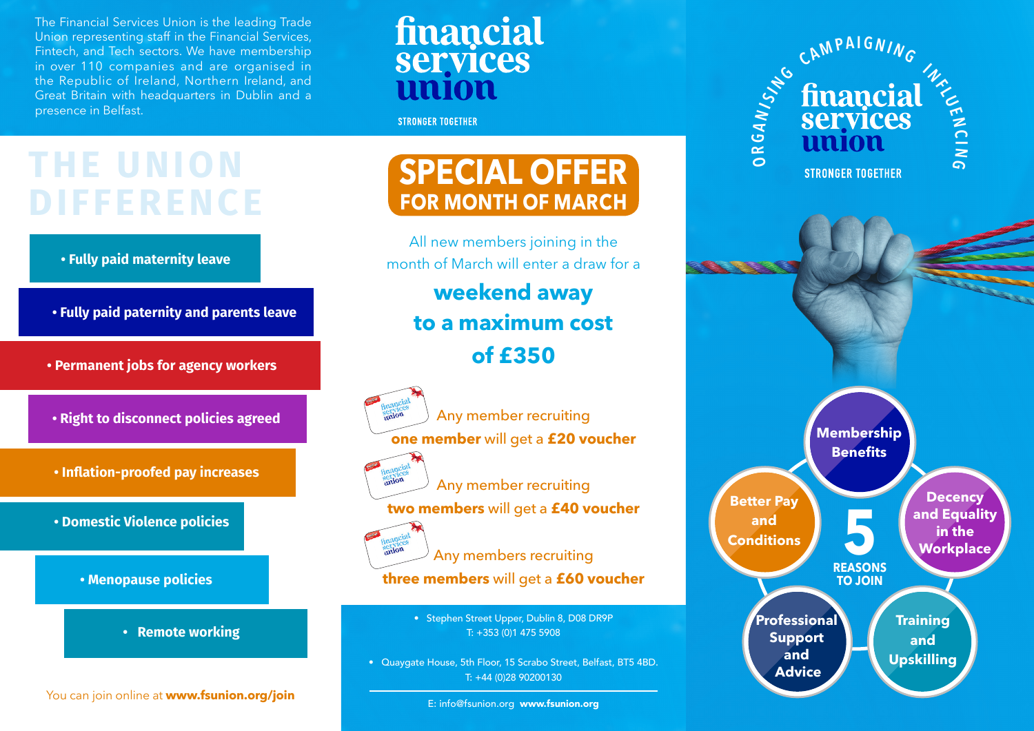The Financial Services Union is the leading Trade Union representing staff in the Financial Services, Fintech, and Tech sectors. We have membership in over 110 companies and are organised in the Republic of Ireland, Northern Ireland, and Great Britain with headquarters in Dublin and a presence in Belfast.

# THE UNION DIFFERENCE

- Fully paid maternity leave
- Fully paid paternity and parents leave
- Permanent jobs for agency workers
- Right to disconnect policies agreed
- Inflation-proofed pay increases
- Domestic Violence policies
- Menopause policies
- Remote working

You can join online at **www.fsunion.org/join**

# financial services union

STRONGER TOGETHER

## SPECIAL OFFER FOR MONTH OF MARCH

All new members joining in the month of March will enter a draw for a

**weekend away to a maximum cost of £350**

Any member recruiting **one member** will get a **£20 voucher**

Any member recruiting **two members** will get a **£40 voucher**

Any members recruiting **three members** will get a **£60 voucher**

- Stephen Street Upper, Dublin 8, D08 DR9P
  T: +353 (0)1 475 5908
- Quaygate House, 5th Floor, 15 Scrabo Street, Belfast, BT5 4BD.
  T: +44 (0)28 90200130

E: info@fsunion.org **www.fsunion.org**

ORGANISING CAMPAIGNING INFLUENCING

# financial services union

STRONGER TOGETHER

## 5 REASONS TO JOIN

- Membership Benefits
- Decency and Equality in the Workplace
- Training and Upskilling
- Professional Support and Advice
- Better Pay and Conditions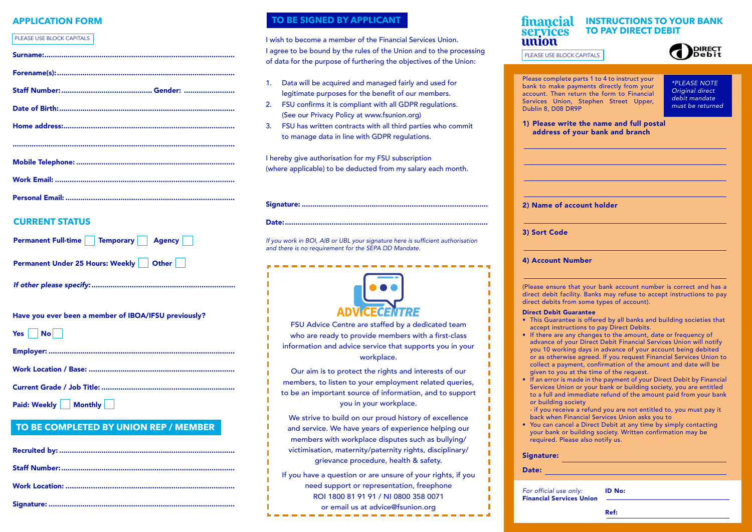## APPLICATION FORM

PLEASE USE BLOCK CAPITALS

**Surname:**........................................................................................

**Forename(s):**..................................................................................

**Staff Number:**.......................................... **Gender:** .......................

**Date of Birth:**.................................................................................

**Home address:**...............................................................................

.......................................................................................................

**Mobile Telephone:** .........................................................................

**Work Email:** ...................................................................................

**Personal Email:** ..............................................................................

## CURRENT STATUS

**Permanent Full-time** ☐ **Temporary** ☐ **Agency** ☐

**Permanent Under 25 Hours: Weekly** ☐ **Other** ☐

*If other please specify:*..................................................................

**Have you ever been a member of IBOA/IFSU previously?**

**Yes** ☐ **No** ☐

**Employer:** ......................................................................................

**Work Location / Base:** ....................................................................

**Current Grade / Job Title:** .............................................................

**Paid: Weekly** ☐ **Monthly** ☐

## TO BE COMPLETED BY UNION REP / MEMBER

**Recruited by:** .................................................................................

**Staff Number:**.................................................................................

**Work Location:** ..............................................................................

**Signature:** ......................................................................................

## TO BE SIGNED BY APPLICANT

I wish to become a member of the Financial Services Union.
I agree to be bound by the rules of the Union and to the processing of data for the purpose of furthering the objectives of the Union:

1. Data will be acquired and managed fairly and used for legitimate purposes for the benefit of our members.
2. FSU confirms it is compliant with all GDPR regulations. (See our Privacy Policy at www.fsunion.org)
3. FSU has written contracts with all third parties who commit to manage data in line with GDPR regulations.

I hereby give authorisation for my FSU subscription (where applicable) to be deducted from my salary each month.

**Signature:** ......................................................................................

**Date:**...............................................................................................

*If you work in BOI, AIB or UBL your signature here is sufficient authorisation and there is no requirement for the SEPA DD Mandate.*

ADVICECENTRE

FSU Advice Centre are staffed by a dedicated team who are ready to provide members with a first-class information and advice service that supports you in your workplace.

Our aim is to protect the rights and interests of our members, to listen to your employment related queries, to be an important source of information, and to support you in your workplace.

We strive to build on our proud history of excellence and service. We have years of experience helping our members with workplace disputes such as bullying/victimisation, maternity/paternity rights, disciplinary/grievance procedure, health & safety.

If you have a question or are unsure of your rights, if you need support or representation, freephone ROI 1800 81 91 91 / NI 0800 358 0071 or email us at advice@fsunion.org

## financial services union — INSTRUCTIONS TO YOUR BANK TO PAY DIRECT DEBIT

DIRECT Debit

PLEASE USE BLOCK CAPITALS

Please complete parts 1 to 4 to instruct your bank to make payments directly from your account. Then return the form to Financial Services Union, Stephen Street Upper, Dublin 8, D08 DR9P

*\*PLEASE NOTE Original direct debit mandate must be returned*

**1) Please write the name and full postal address of your bank and branch**

______________________________________

______________________________________

______________________________________

______________________________________

**2) Name of account holder**

______________________________________

**3) Sort Code**

______________________________________

**4) Account Number**

______________________________________

(Please ensure that your bank account number is correct and has a direct debit facility. Banks may refuse to accept instructions to pay direct debits from some types of account).

**Direct Debit Guarantee**

- This Guarantee is offered by all banks and building societies that accept instructions to pay Direct Debits.
- If there are any changes to the amount, date or frequency of advance of your Direct Debit Financial Services Union will notify you 10 working days in advance of your account being debited or as otherwise agreed. If you request Financial Services Union to collect a payment, confirmation of the amount and date will be given to you at the time of the request.
- If an error is made in the payment of your Direct Debit by Financial Services Union or your bank or building society, you are entitled to a full and immediate refund of the amount paid from your bank or building society
  - if you receive a refund you are not entitled to, you must pay it back when Financial Services Union asks you to
- You can cancel a Direct Debit at any time by simply contacting your bank or building society. Written confirmation may be required. Please also notify us.

**Signature:** ______________________________

**Date:** ______________________________

*For official use only:*
**Financial Services Union**

**ID No:** ______________________________

**Ref:** ______________________________